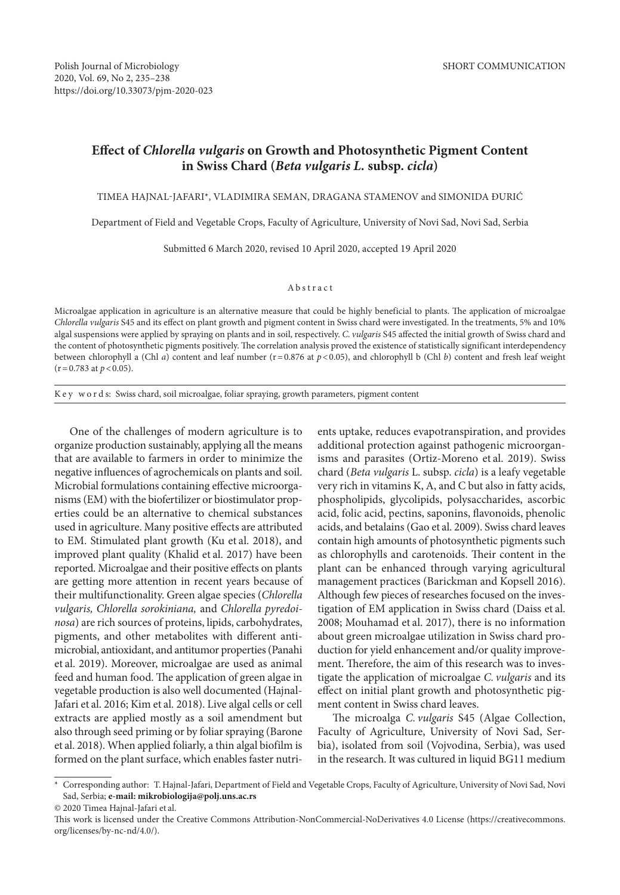SHORT COMMUNICATION

# Effect of *Chlorella vulgaris* on Growth and Photosynthetic Pigment Content in Swiss Chard (*Beta vulgaris L.* subsp. *cicla*)

TIMEA HAJNAL-JAFARI*, VLADIMIRA SEMAN, DRAGANA STAMENOV and SIMONIDA ĐURIĆ

Department of Field and Vegetable Crops, Faculty of Agriculture, University of Novi Sad, Novi Sad, Serbia

Submitted 6 March 2020, revised 10 April 2020, accepted 19 April 2020

## Abstract

Microalgae application in agriculture is an alternative measure that could be highly beneficial to plants. The application of microalgae *Chlorella vulgaris* S45 and its effect on plant growth and pigment content in Swiss chard were investigated. In the treatments, 5% and 10% algal suspensions were applied by spraying on plants and in soil, respectively. *C. vulgaris* S45 affected the initial growth of Swiss chard and the content of photosynthetic pigments positively. The correlation analysis proved the existence of statistically significant interdependency between chlorophyll a (Chl *a*) content and leaf number ($r = 0.876$ at $p < 0.05$), and chlorophyll b (Chl *b*) content and fresh leaf weight ($r = 0.783$ at $p < 0.05$).

**Key words:** Swiss chard, soil microalgae, foliar spraying, growth parameters, pigment content

One of the challenges of modern agriculture is to organize production sustainably, applying all the means that are available to farmers in order to minimize the negative influences of agrochemicals on plants and soil. Microbial formulations containing effective microorganisms (EM) with the biofertilizer or biostimulator properties could be an alternative to chemical substances used in agriculture. Many positive effects are attributed to EM. Stimulated plant growth (Ku et al. 2018), and improved plant quality (Khalid et al. 2017) have been reported. Microalgae and their positive effects on plants are getting more attention in recent years because of their multifunctionality. Green algae species (*Chlorella vulgaris, Chlorella sorokiniana,* and *Chlorella pyredoinosa*) are rich sources of proteins, lipids, carbohydrates, pigments, and other metabolites with different antimicrobial, antioxidant, and antitumor properties (Panahi et al. 2019). Moreover, microalgae are used as animal feed and human food. The application of green algae in vegetable production is also well documented (Hajnal-Jafari et al. 2016; Kim et al. 2018). Live algal cells or cell extracts are applied mostly as a soil amendment but also through seed priming or by foliar spraying (Barone et al. 2018). When applied foliarly, a thin algal biofilm is formed on the plant surface, which enables faster nutrients uptake, reduces evapotranspiration, and provides additional protection against pathogenic microorganisms and parasites (Ortiz-Moreno et al. 2019). Swiss chard (*Beta vulgaris* L. subsp. *cicla*) is a leafy vegetable very rich in vitamins K, A, and C but also in fatty acids, phospholipids, glycolipids, polysaccharides, ascorbic acid, folic acid, pectins, saponins, flavonoids, phenolic acids, and betalains (Gao et al. 2009). Swiss chard leaves contain high amounts of photosynthetic pigments such as chlorophylls and carotenoids. Their content in the plant can be enhanced through varying agricultural management practices (Barickman and Kopsell 2016). Although few pieces of researches focused on the investigation of EM application in Swiss chard (Daiss et al. 2008; Mouhamad et al. 2017), there is no information about green microalgae utilization in Swiss chard production for yield enhancement and/or quality improvement. Therefore, the aim of this research was to investigate the application of microalgae *C. vulgaris* and its effect on initial plant growth and photosynthetic pigment content in Swiss chard leaves.

The microalga *C. vulgaris* S45 (Algae Collection, Faculty of Agriculture, University of Novi Sad, Serbia), isolated from soil (Vojvodina, Serbia), was used in the research. It was cultured in liquid BG11 medium

---

\* Corresponding author: T. Hajnal-Jafari, Department of Field and Vegetable Crops, Faculty of Agriculture, University of Novi Sad, Novi Sad, Serbia; **e-mail: mikrobiologija@polj.uns.ac.rs**

© 2020 Timea Hajnal-Jafari et al.

This work is licensed under the Creative Commons Attribution-NonCommercial-NoDerivatives 4.0 License (https://creativecommons.org/licenses/by-nc-nd/4.0/).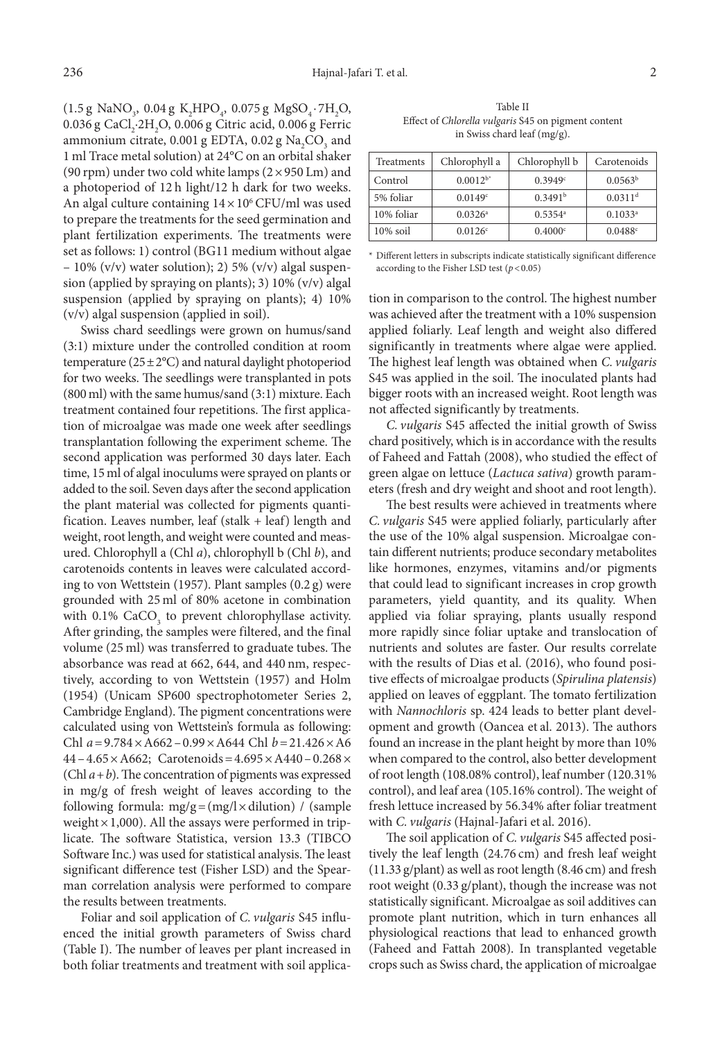($1.5$ g $NaNO_3$, $0.04$ g $K_2HPO_4$, $0.075$ g $MgSO_4 \cdot 7H_2O$, $0.036$ g $CaCl_2 \cdot 2H_2O$, 0.006 g Citric acid, 0.006 g Ferric ammonium citrate, 0.001 g EDTA, $0.02$ g $Na_2CO_3$ and 1 ml Trace metal solution) at 24°C on an orbital shaker (90 rpm) under two cold white lamps ($2 \times 950$ Lm) and a photoperiod of 12 h light/12 h dark for two weeks. An algal culture containing $14 \times 10^6$ CFU/ml was used to prepare the treatments for the seed germination and plant fertilization experiments. The treatments were set as follows: 1) control (BG11 medium without algae – 10% (v/v) water solution); 2) 5% (v/v) algal suspension (applied by spraying on plants); 3) 10% (v/v) algal suspension (applied by spraying on plants); 4) 10% (v/v) algal suspension (applied in soil).

Swiss chard seedlings were grown on humus/sand (3:1) mixture under the controlled condition at room temperature (25 ± 2°C) and natural daylight photoperiod for two weeks. The seedlings were transplanted in pots (800 ml) with the same humus/sand (3:1) mixture. Each treatment contained four repetitions. The first application of microalgae was made one week after seedlings transplantation following the experiment scheme. The second application was performed 30 days later. Each time, 15 ml of algal inoculums were sprayed on plants or added to the soil. Seven days after the second application the plant material was collected for pigments quantification. Leaves number, leaf (stalk + leaf) length and weight, root length, and weight were counted and measured. Chlorophyll a (Chl *a*), chlorophyll b (Chl *b*), and carotenoids contents in leaves were calculated according to von Wettstein (1957). Plant samples (0.2 g) were grounded with 25 ml of 80% acetone in combination with 0.1% $CaCO_3$ to prevent chlorophyllase activity. After grinding, the samples were filtered, and the final volume (25 ml) was transferred to graduate tubes. The absorbance was read at 662, 644, and 440 nm, respectively, according to von Wettstein (1957) and Holm (1954) (Unicam SP600 spectrophotometer Series 2, Cambridge England). The pigment concentrations were calculated using von Wettstein's formula as following: Chl $a = 9.784 \times A662 - 0.99 \times A644$ Chl $b = 21.426 \times A644 - 4.65 \times A662$; Carotenoids $= 4.695 \times A440 - 0.268 \times$ (Chl $a + b$). The concentration of pigments was expressed in mg/g of fresh weight of leaves according to the following formula: mg/g = (mg/l × dilution) / (sample weight × 1,000). All the assays were performed in triplicate. The software Statistica, version 13.3 (TIBCO Software Inc.) was used for statistical analysis. The least significant difference test (Fisher LSD) and the Spearman correlation analysis were performed to compare the results between treatments.

Foliar and soil application of *C. vulgaris* S45 influenced the initial growth parameters of Swiss chard (Table I). The number of leaves per plant increased in both foliar treatments and treatment with soil application in comparison to the control. The highest number was achieved after the treatment with a 10% suspension applied foliarly. Leaf length and weight also differed significantly in treatments where algae were applied. The highest leaf length was obtained when *C. vulgaris* S45 was applied in the soil. The inoculated plants had bigger roots with an increased weight. Root length was not affected significantly by treatments.

Table II
Effect of *Chlorella vulgaris* S45 on pigment content in Swiss chard leaf (mg/g).

| Treatments | Chlorophyll a | Chlorophyll b | Carotenoids |
|---|---|---|---|
| Control | 0.0012[b*] | 0.3949[c] | 0.0563[b] |
| 5% foliar | 0.0149[c] | 0.3491[b] | 0.0311[d] |
| 10% foliar | 0.0326[a] | 0.5354[a] | 0.1033[a] |
| 10% soil | 0.0126[c] | 0.4000[c] | 0.0488[c] |

\* Different letters in subscripts indicate statistically significant difference according to the Fisher LSD test ($p < 0.05$)

*C. vulgaris* S45 affected the initial growth of Swiss chard positively, which is in accordance with the results of Faheed and Fattah (2008), who studied the effect of green algae on lettuce (*Lactuca sativa*) growth parameters (fresh and dry weight and shoot and root length).

The best results were achieved in treatments where *C. vulgaris* S45 were applied foliarly, particularly after the use of the 10% algal suspension. Microalgae contain different nutrients; produce secondary metabolites like hormones, enzymes, vitamins and/or pigments that could lead to significant increases in crop growth parameters, yield quantity, and its quality. When applied via foliar spraying, plants usually respond more rapidly since foliar uptake and translocation of nutrients and solutes are faster. Our results correlate with the results of Dias et al. (2016), who found positive effects of microalgae products (*Spirulina platensis*) applied on leaves of eggplant. The tomato fertilization with *Nannochloris* sp. 424 leads to better plant development and growth (Oancea et al. 2013). The authors found an increase in the plant height by more than 10% when compared to the control, also better development of root length (108.08% control), leaf number (120.31% control), and leaf area (105.16% control). The weight of fresh lettuce increased by 56.34% after foliar treatment with *C. vulgaris* (Hajnal-Jafari et al. 2016).

The soil application of *C. vulgaris* S45 affected positively the leaf length (24.76 cm) and fresh leaf weight (11.33 g/plant) as well as root length (8.46 cm) and fresh root weight (0.33 g/plant), though the increase was not statistically significant. Microalgae as soil additives can promote plant nutrition, which in turn enhances all physiological reactions that lead to enhanced growth (Faheed and Fattah 2008). In transplanted vegetable crops such as Swiss chard, the application of microalgae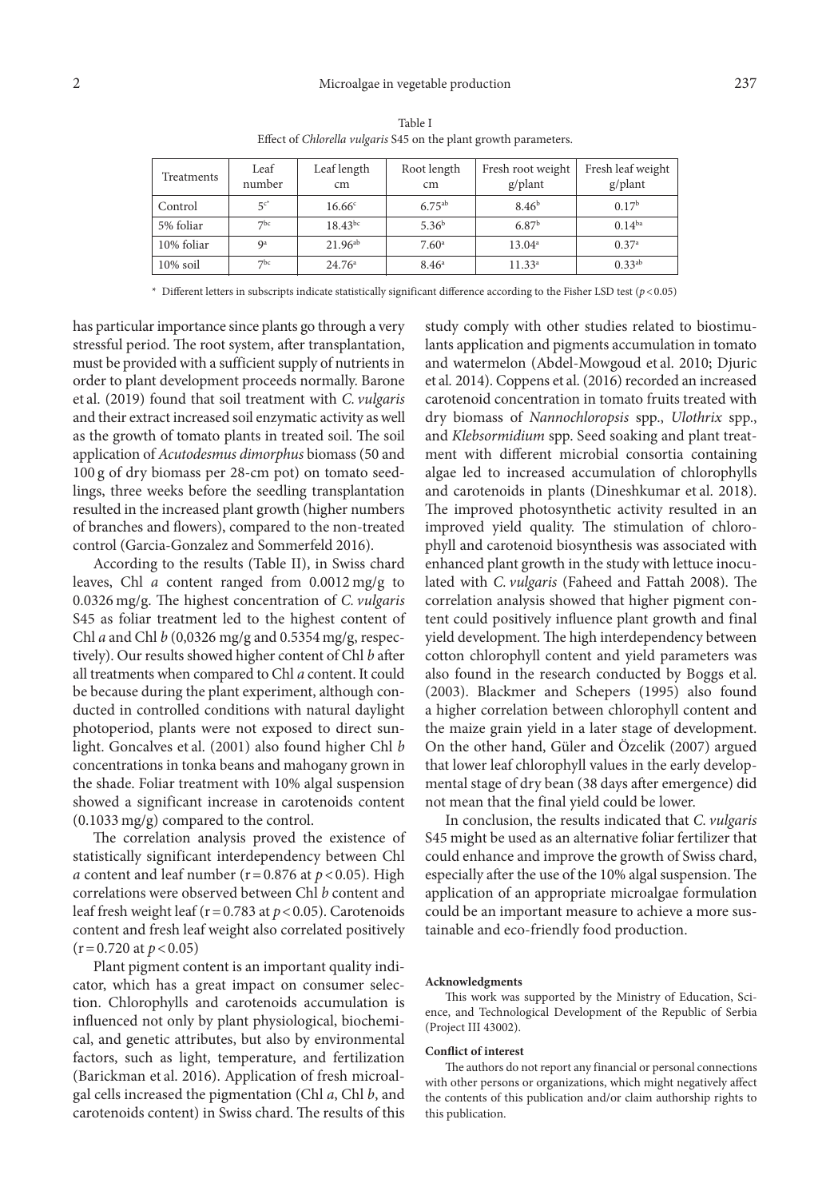Table I
Effect of *Chlorella vulgaris* S45 on the plant growth parameters.

| Treatments | Leaf number | Leaf length cm | Root length cm | Fresh root weight g/plant | Fresh leaf weight g/plant |
|---|---|---|---|---|---|
| Control | 5[c*] | 16.66[c] | 6.75[ab] | 8.46[b] | 0.17[b] |
| 5% foliar | 7[bc] | 18.43[bc] | 5.36[b] | 6.87[b] | 0.14[ba] |
| 10% foliar | 9[a] | 21.96[ab] | 7.60[a] | 13.04[a] | 0.37[a] |
| 10% soil | 7[bc] | 24.76[a] | 8.46[a] | 11.33[a] | 0.33[ab] |

\* Different letters in subscripts indicate statistically significant difference according to the Fisher LSD test ($p < 0.05$)

has particular importance since plants go through a very stressful period. The root system, after transplantation, must be provided with a sufficient supply of nutrients in order to plant development proceeds normally. Barone et al. (2019) found that soil treatment with *C. vulgaris* and their extract increased soil enzymatic activity as well as the growth of tomato plants in treated soil. The soil application of *Acutodesmus dimorphus* biomass (50 and 100 g of dry biomass per 28-cm pot) on tomato seedlings, three weeks before the seedling transplantation resulted in the increased plant growth (higher numbers of branches and flowers), compared to the non-treated control (Garcia-Gonzalez and Sommerfeld 2016).

According to the results (Table II), in Swiss chard leaves, Chl *a* content ranged from 0.0012 mg/g to 0.0326 mg/g. The highest concentration of *C. vulgaris* S45 as foliar treatment led to the highest content of Chl *a* and Chl *b* (0,0326 mg/g and 0.5354 mg/g, respectively). Our results showed higher content of Chl *b* after all treatments when compared to Chl *a* content. It could be because during the plant experiment, although conducted in controlled conditions with natural daylight photoperiod, plants were not exposed to direct sunlight. Goncalves et al. (2001) also found higher Chl *b* concentrations in tonka beans and mahogany grown in the shade. Foliar treatment with 10% algal suspension showed a significant increase in carotenoids content (0.1033 mg/g) compared to the control.

The correlation analysis proved the existence of statistically significant interdependency between Chl *a* content and leaf number ($r = 0.876$ at $p < 0.05$). High correlations were observed between Chl *b* content and leaf fresh weight leaf ($r = 0.783$ at $p < 0.05$). Carotenoids content and fresh leaf weight also correlated positively ($r = 0.720$ at $p < 0.05$)

Plant pigment content is an important quality indicator, which has a great impact on consumer selection. Chlorophylls and carotenoids accumulation is influenced not only by plant physiological, biochemical, and genetic attributes, but also by environmental factors, such as light, temperature, and fertilization (Barickman et al. 2016). Application of fresh microalgal cells increased the pigmentation (Chl *a*, Chl *b*, and carotenoids content) in Swiss chard. The results of this study comply with other studies related to biostimulants application and pigments accumulation in tomato and watermelon (Abdel-Mowgoud et al. 2010; Djuric et al. 2014). Coppens et al. (2016) recorded an increased carotenoid concentration in tomato fruits treated with dry biomass of *Nannochloropsis* spp., *Ulothrix* spp., and *Klebsormidium* spp. Seed soaking and plant treatment with different microbial consortia containing algae led to increased accumulation of chlorophylls and carotenoids in plants (Dineshkumar et al. 2018). The improved photosynthetic activity resulted in an improved yield quality. The stimulation of chlorophyll and carotenoid biosynthesis was associated with enhanced plant growth in the study with lettuce inoculated with *C. vulgaris* (Faheed and Fattah 2008). The correlation analysis showed that higher pigment content could positively influence plant growth and final yield development. The high interdependency between cotton chlorophyll content and yield parameters was also found in the research conducted by Boggs et al. (2003). Blackmer and Schepers (1995) also found a higher correlation between chlorophyll content and the maize grain yield in a later stage of development. On the other hand, Güler and Özcelik (2007) argued that lower leaf chlorophyll values in the early developmental stage of dry bean (38 days after emergence) did not mean that the final yield could be lower.

In conclusion, the results indicated that *C. vulgaris* S45 might be used as an alternative foliar fertilizer that could enhance and improve the growth of Swiss chard, especially after the use of the 10% algal suspension. The application of an appropriate microalgae formulation could be an important measure to achieve a more sustainable and eco-friendly food production.

**Acknowledgments**

This work was supported by the Ministry of Education, Science, and Technological Development of the Republic of Serbia (Project III 43002).

**Conflict of interest**

The authors do not report any financial or personal connections with other persons or organizations, which might negatively affect the contents of this publication and/or claim authorship rights to this publication.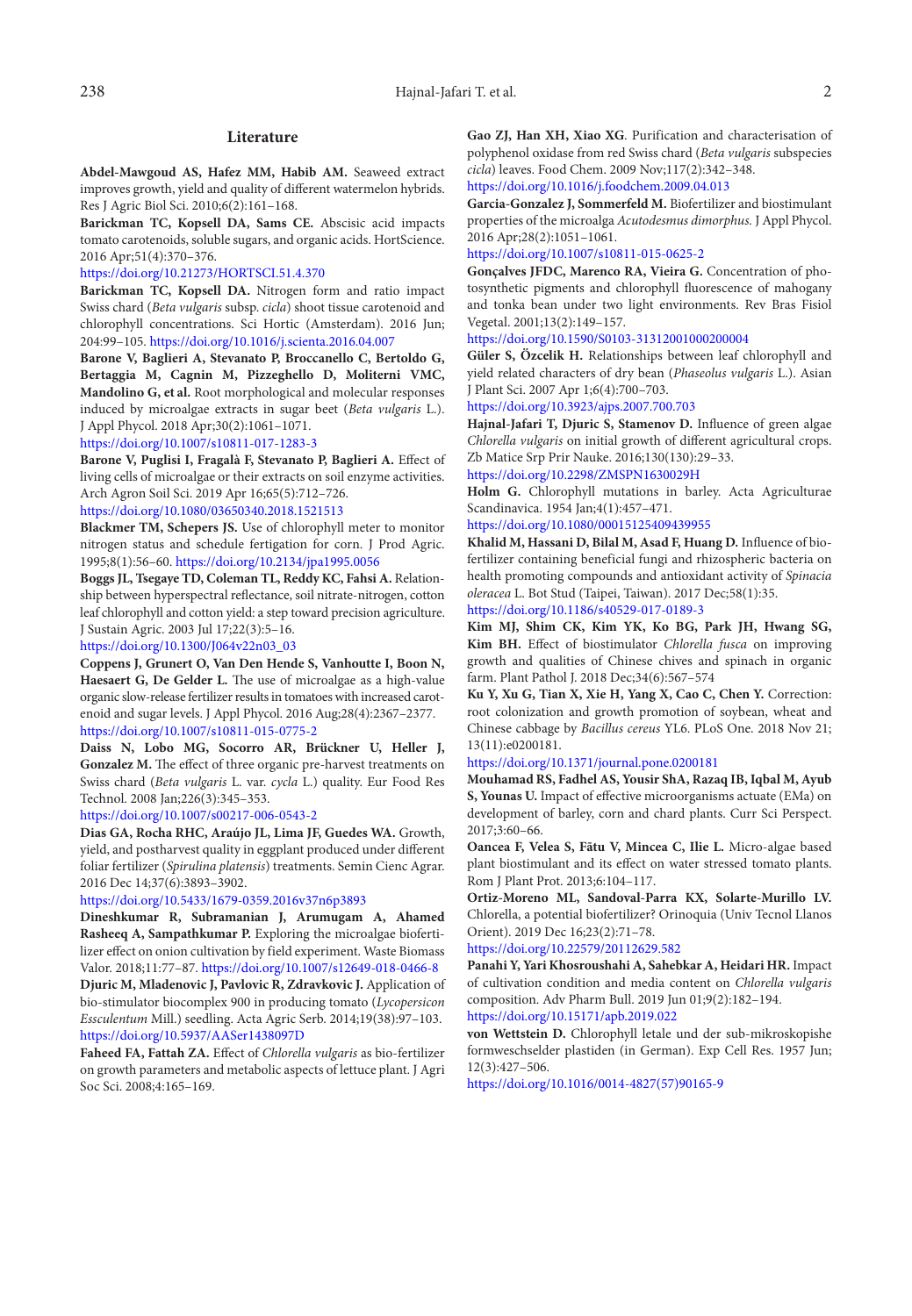## Literature

**Abdel-Mawgoud AS, Hafez MM, Habib AM.** Seaweed extract improves growth, yield and quality of different watermelon hybrids. Res J Agric Biol Sci. 2010;6(2):161–168.

**Barickman TC, Kopsell DA, Sams CE.** Abscisic acid impacts tomato carotenoids, soluble sugars, and organic acids. HortScience. 2016 Apr;51(4):370–376.
https://doi.org/10.21273/HORTSCI.51.4.370

**Barickman TC, Kopsell DA.** Nitrogen form and ratio impact Swiss chard (*Beta vulgaris* subsp. *cicla*) shoot tissue carotenoid and chlorophyll concentrations. Sci Hortic (Amsterdam). 2016 Jun; 204:99–105. https://doi.org/10.1016/j.scienta.2016.04.007

**Barone V, Baglieri A, Stevanato P, Broccanello C, Bertoldo G, Bertaggia M, Cagnin M, Pizzeghello D, Moliterni VMC, Mandolino G, et al.** Root morphological and molecular responses induced by microalgae extracts in sugar beet (*Beta vulgaris* L.). J Appl Phycol. 2018 Apr;30(2):1061–1071.
https://doi.org/10.1007/s10811-017-1283-3

**Barone V, Puglisi I, Fragalà F, Stevanato P, Baglieri A.** Effect of living cells of microalgae or their extracts on soil enzyme activities. Arch Agron Soil Sci. 2019 Apr 16;65(5):712–726.
https://doi.org/10.1080/03650340.2018.1521513

**Blackmer TM, Schepers JS.** Use of chlorophyll meter to monitor nitrogen status and schedule fertigation for corn. J Prod Agric. 1995;8(1):56–60. https://doi.org/10.2134/jpa1995.0056

**Boggs JL, Tsegaye TD, Coleman TL, Reddy KC, Fahsi A.** Relationship between hyperspectral reflectance, soil nitrate-nitrogen, cotton leaf chlorophyll and cotton yield: a step toward precision agriculture. J Sustain Agric. 2003 Jul 17;22(3):5–16.
https://doi.org/10.1300/J064v22n03_03

**Coppens J, Grunert O, Van Den Hende S, Vanhoutte I, Boon N, Haesaert G, De Gelder L.** The use of microalgae as a high-value organic slow-release fertilizer results in tomatoes with increased carotenoid and sugar levels. J Appl Phycol. 2016 Aug;28(4):2367–2377.
https://doi.org/10.1007/s10811-015-0775-2

**Daiss N, Lobo MG, Socorro AR, Brückner U, Heller J, Gonzalez M.** The effect of three organic pre-harvest treatments on Swiss chard (*Beta vulgaris* L. var. *cycla* L.) quality. Eur Food Res Technol. 2008 Jan;226(3):345–353.
https://doi.org/10.1007/s00217-006-0543-2

**Dias GA, Rocha RHC, Araújo JL, Lima JF, Guedes WA.** Growth, yield, and postharvest quality in eggplant produced under different foliar fertilizer (*Spirulina platensis*) treatments. Semin Cienc Agrar. 2016 Dec 14;37(6):3893–3902.
https://doi.org/10.5433/1679-0359.2016v37n6p3893

**Dineshkumar R, Subramanian J, Arumugam A, Ahamed Rasheeq A, Sampathkumar P.** Exploring the microalgae biofertilizer effect on onion cultivation by field experiment. Waste Biomass Valor. 2018;11:77–87. https://doi.org/10.1007/s12649-018-0466-8

**Djuric M, Mladenovic J, Pavlovic R, Zdravkovic J.** Application of bio-stimulator biocomplex 900 in producing tomato (*Lycopersicon Essculentum* Mill.) seedling. Acta Agric Serb. 2014;19(38):97–103.
https://doi.org/10.5937/AASer1438097D

**Faheed FA, Fattah ZA.** Effect of *Chlorella vulgaris* as bio-fertilizer on growth parameters and metabolic aspects of lettuce plant. J Agri Soc Sci. 2008;4:165–169.

**Gao ZJ, Han XH, Xiao XG.** Purification and characterisation of polyphenol oxidase from red Swiss chard (*Beta vulgaris* subspecies *cicla*) leaves. Food Chem. 2009 Nov;117(2):342–348.
https://doi.org/10.1016/j.foodchem.2009.04.013

**Garcia-Gonzalez J, Sommerfeld M.** Biofertilizer and biostimulant properties of the microalga *Acutodesmus dimorphus.* J Appl Phycol. 2016 Apr;28(2):1051–1061.
https://doi.org/10.1007/s10811-015-0625-2

**Gonçalves JFDC, Marenco RA, Vieira G.** Concentration of photosynthetic pigments and chlorophyll fluorescence of mahogany and tonka bean under two light environments. Rev Bras Fisiol Vegetal. 2001;13(2):149–157.
https://doi.org/10.1590/S0103-31312001000200004

**Güler S, Özcelik H.** Relationships between leaf chlorophyll and yield related characters of dry bean (*Phaseolus vulgaris* L.). Asian J Plant Sci. 2007 Apr 1;6(4):700–703.
https://doi.org/10.3923/ajps.2007.700.703

**Hajnal-Jafari T, Djuric S, Stamenov D.** Influence of green algae *Chlorella vulgaris* on initial growth of different agricultural crops. Zb Matice Srp Prir Nauke. 2016;130(130):29–33.
https://doi.org/10.2298/ZMSPN1630029H

**Holm G.** Chlorophyll mutations in barley. Acta Agriculturae Scandinavica. 1954 Jan;4(1):457–471.
https://doi.org/10.1080/00015125409439955

**Khalid M, Hassani D, Bilal M, Asad F, Huang D.** Influence of bio-fertilizer containing beneficial fungi and rhizospheric bacteria on health promoting compounds and antioxidant activity of *Spinacia oleracea* L. Bot Stud (Taipei, Taiwan). 2017 Dec;58(1):35.
https://doi.org/10.1186/s40529-017-0189-3

**Kim MJ, Shim CK, Kim YK, Ko BG, Park JH, Hwang SG, Kim BH.** Effect of biostimulator *Chlorella fusca* on improving growth and qualities of Chinese chives and spinach in organic farm. Plant Pathol J. 2018 Dec;34(6):567–574

**Ku Y, Xu G, Tian X, Xie H, Yang X, Cao C, Chen Y.** Correction: root colonization and growth promotion of soybean, wheat and Chinese cabbage by *Bacillus cereus* YL6. PLoS One. 2018 Nov 21; 13(11):e0200181.
https://doi.org/10.1371/journal.pone.0200181

**Mouhamad RS, Fadhel AS, Yousir ShA, Razaq IB, Iqbal M, Ayub S, Younas U.** Impact of effective microorganisms actuate (EMa) on development of barley, corn and chard plants. Curr Sci Perspect. 2017;3:60–66.

**Oancea F, Velea S, Fãtu V, Mincea C, Ilie L.** Micro-algae based plant biostimulant and its effect on water stressed tomato plants. Rom J Plant Prot. 2013;6:104–117.

**Ortiz-Moreno ML, Sandoval-Parra KX, Solarte-Murillo LV.** Chlorella, a potential biofertilizer? Orinoquia (Univ Tecnol Llanos Orient). 2019 Dec 16;23(2):71–78.
https://doi.org/10.22579/20112629.582

**Panahi Y, Yari Khosroushahi A, Sahebkar A, Heidari HR.** Impact of cultivation condition and media content on *Chlorella vulgaris* composition. Adv Pharm Bull. 2019 Jun 01;9(2):182–194.
https://doi.org/10.15171/apb.2019.022

**von Wettstein D.** Chlorophyll letale und der sub-mikroskopishe formweschselder plastiden (in German). Exp Cell Res. 1957 Jun; 12(3):427–506.
https://doi.org/10.1016/0014-4827(57)90165-9